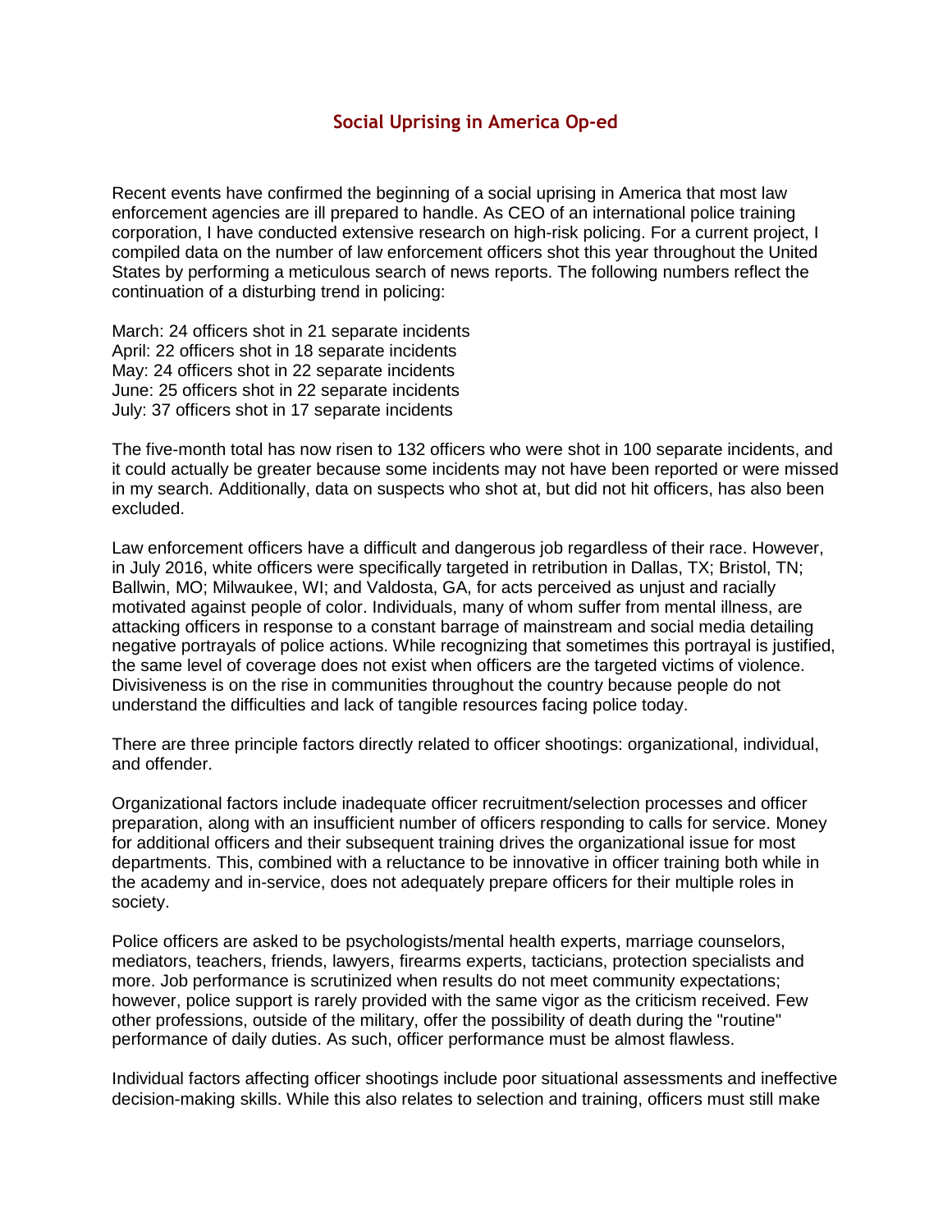# Social Uprising in America Op-ed

Recent events have confirmed the beginning of a social uprising in America that most law enforcement agencies are ill prepared to handle. As CEO of an international police training corporation, I have conducted extensive research on high-risk policing. For a current project, I compiled data on the number of law enforcement officers shot this year throughout the United States by performing a meticulous search of news reports. The following numbers reflect the continuation of a disturbing trend in policing:

March: 24 officers shot in 21 separate incidents
April: 22 officers shot in 18 separate incidents
May: 24 officers shot in 22 separate incidents
June: 25 officers shot in 22 separate incidents
July: 37 officers shot in 17 separate incidents

The five-month total has now risen to 132 officers who were shot in 100 separate incidents, and it could actually be greater because some incidents may not have been reported or were missed in my search. Additionally, data on suspects who shot at, but did not hit officers, has also been excluded.

Law enforcement officers have a difficult and dangerous job regardless of their race. However, in July 2016, white officers were specifically targeted in retribution in Dallas, TX; Bristol, TN; Ballwin, MO; Milwaukee, WI; and Valdosta, GA, for acts perceived as unjust and racially motivated against people of color. Individuals, many of whom suffer from mental illness, are attacking officers in response to a constant barrage of mainstream and social media detailing negative portrayals of police actions. While recognizing that sometimes this portrayal is justified, the same level of coverage does not exist when officers are the targeted victims of violence. Divisiveness is on the rise in communities throughout the country because people do not understand the difficulties and lack of tangible resources facing police today.

There are three principle factors directly related to officer shootings: organizational, individual, and offender.

Organizational factors include inadequate officer recruitment/selection processes and officer preparation, along with an insufficient number of officers responding to calls for service. Money for additional officers and their subsequent training drives the organizational issue for most departments. This, combined with a reluctance to be innovative in officer training both while in the academy and in-service, does not adequately prepare officers for their multiple roles in society.

Police officers are asked to be psychologists/mental health experts, marriage counselors, mediators, teachers, friends, lawyers, firearms experts, tacticians, protection specialists and more. Job performance is scrutinized when results do not meet community expectations; however, police support is rarely provided with the same vigor as the criticism received. Few other professions, outside of the military, offer the possibility of death during the "routine" performance of daily duties. As such, officer performance must be almost flawless.

Individual factors affecting officer shootings include poor situational assessments and ineffective decision-making skills. While this also relates to selection and training, officers must still make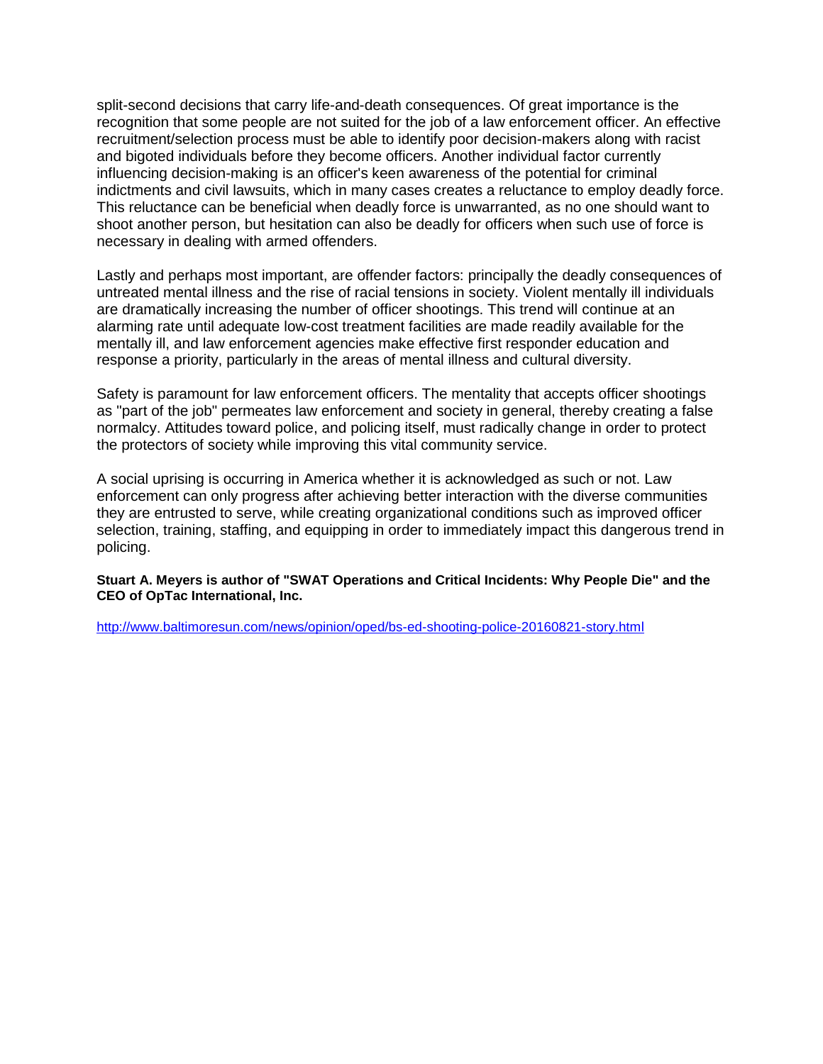split-second decisions that carry life-and-death consequences. Of great importance is the recognition that some people are not suited for the job of a law enforcement officer. An effective recruitment/selection process must be able to identify poor decision-makers along with racist and bigoted individuals before they become officers. Another individual factor currently influencing decision-making is an officer's keen awareness of the potential for criminal indictments and civil lawsuits, which in many cases creates a reluctance to employ deadly force. This reluctance can be beneficial when deadly force is unwarranted, as no one should want to shoot another person, but hesitation can also be deadly for officers when such use of force is necessary in dealing with armed offenders.

Lastly and perhaps most important, are offender factors: principally the deadly consequences of untreated mental illness and the rise of racial tensions in society. Violent mentally ill individuals are dramatically increasing the number of officer shootings. This trend will continue at an alarming rate until adequate low-cost treatment facilities are made readily available for the mentally ill, and law enforcement agencies make effective first responder education and response a priority, particularly in the areas of mental illness and cultural diversity.

Safety is paramount for law enforcement officers. The mentality that accepts officer shootings as "part of the job" permeates law enforcement and society in general, thereby creating a false normalcy. Attitudes toward police, and policing itself, must radically change in order to protect the protectors of society while improving this vital community service.

A social uprising is occurring in America whether it is acknowledged as such or not. Law enforcement can only progress after achieving better interaction with the diverse communities they are entrusted to serve, while creating organizational conditions such as improved officer selection, training, staffing, and equipping in order to immediately impact this dangerous trend in policing.

**Stuart A. Meyers is author of "SWAT Operations and Critical Incidents: Why People Die" and the CEO of OpTac International, Inc.**

http://www.baltimoresun.com/news/opinion/oped/bs-ed-shooting-police-20160821-story.html